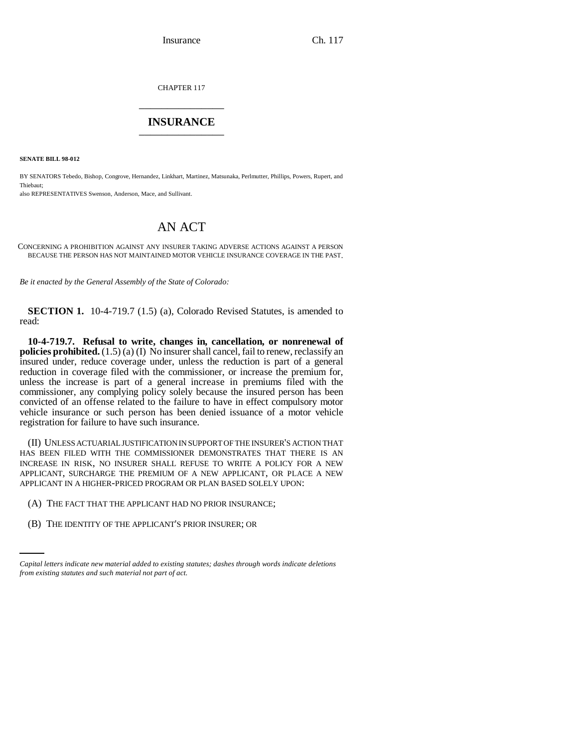CHAPTER 117

# INSURANCE

**SENATE BILL 98-012**

BY SENATORS Tebedo, Bishop, Congrove, Hernandez, Linkhart, Martinez, Matsunaka, Perlmutter, Phillips, Powers, Rupert, and Thiebaut;

also REPRESENTATIVES Swenson, Anderson, Mace, and Sullivant.

## AN ACT

CONCERNING A PROHIBITION AGAINST ANY INSURER TAKING ADVERSE ACTIONS AGAINST A PERSON BECAUSE THE PERSON HAS NOT MAINTAINED MOTOR VEHICLE INSURANCE COVERAGE IN THE PAST.

*Be it enacted by the General Assembly of the State of Colorado:*

**SECTION 1.** 10-4-719.7 (1.5) (a), Colorado Revised Statutes, is amended to read:

**10-4-719.7. Refusal to write, changes in, cancellation, or nonrenewal of policies prohibited.** (1.5) (a) (I) No insurer shall cancel, fail to renew, reclassify an insured under, reduce coverage under, unless the reduction is part of a general reduction in coverage filed with the commissioner, or increase the premium for, unless the increase is part of a general increase in premiums filed with the commissioner, any complying policy solely because the insured person has been convicted of an offense related to the failure to have in effect compulsory motor vehicle insurance or such person has been denied issuance of a motor vehicle registration for failure to have such insurance.

(II) UNLESS ACTUARIAL JUSTIFICATION IN SUPPORT OF THE INSURER'S ACTION THAT HAS BEEN FILED WITH THE COMMISSIONER DEMONSTRATES THAT THERE IS AN INCREASE IN RISK, NO INSURER SHALL REFUSE TO WRITE A POLICY FOR A NEW APPLICANT, SURCHARGE THE PREMIUM OF A NEW APPLICANT, OR PLACE A NEW APPLICANT IN A HIGHER-PRICED PROGRAM OR PLAN BASED SOLELY UPON:

(A) THE FACT THAT THE APPLICANT HAD NO PRIOR INSURANCE;

(B) THE IDENTITY OF THE APPLICANT'S PRIOR INSURER; OR

*Capital letters indicate new material added to existing statutes; dashes through words indicate deletions from existing statutes and such material not part of act.*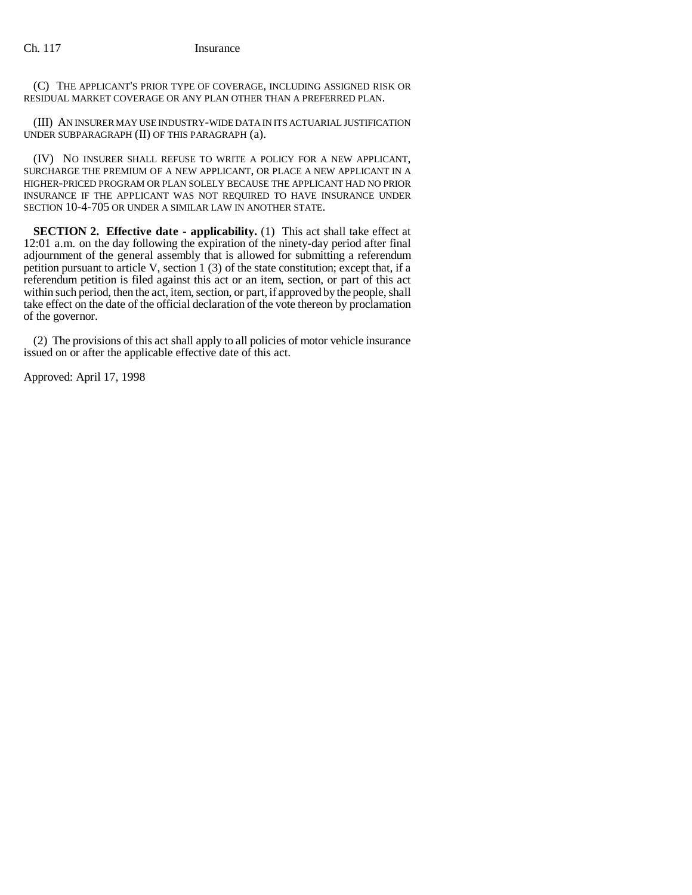(C) THE APPLICANT'S PRIOR TYPE OF COVERAGE, INCLUDING ASSIGNED RISK OR RESIDUAL MARKET COVERAGE OR ANY PLAN OTHER THAN A PREFERRED PLAN.

(III) AN INSURER MAY USE INDUSTRY-WIDE DATA IN ITS ACTUARIAL JUSTIFICATION UNDER SUBPARAGRAPH (II) OF THIS PARAGRAPH (a).

(IV) NO INSURER SHALL REFUSE TO WRITE A POLICY FOR A NEW APPLICANT, SURCHARGE THE PREMIUM OF A NEW APPLICANT, OR PLACE A NEW APPLICANT IN A HIGHER-PRICED PROGRAM OR PLAN SOLELY BECAUSE THE APPLICANT HAD NO PRIOR INSURANCE IF THE APPLICANT WAS NOT REQUIRED TO HAVE INSURANCE UNDER SECTION 10-4-705 OR UNDER A SIMILAR LAW IN ANOTHER STATE.

**SECTION 2. Effective date - applicability.** (1) This act shall take effect at 12:01 a.m. on the day following the expiration of the ninety-day period after final adjournment of the general assembly that is allowed for submitting a referendum petition pursuant to article V, section 1 (3) of the state constitution; except that, if a referendum petition is filed against this act or an item, section, or part of this act within such period, then the act, item, section, or part, if approved by the people, shall take effect on the date of the official declaration of the vote thereon by proclamation of the governor.

(2) The provisions of this act shall apply to all policies of motor vehicle insurance issued on or after the applicable effective date of this act.

Approved: April 17, 1998